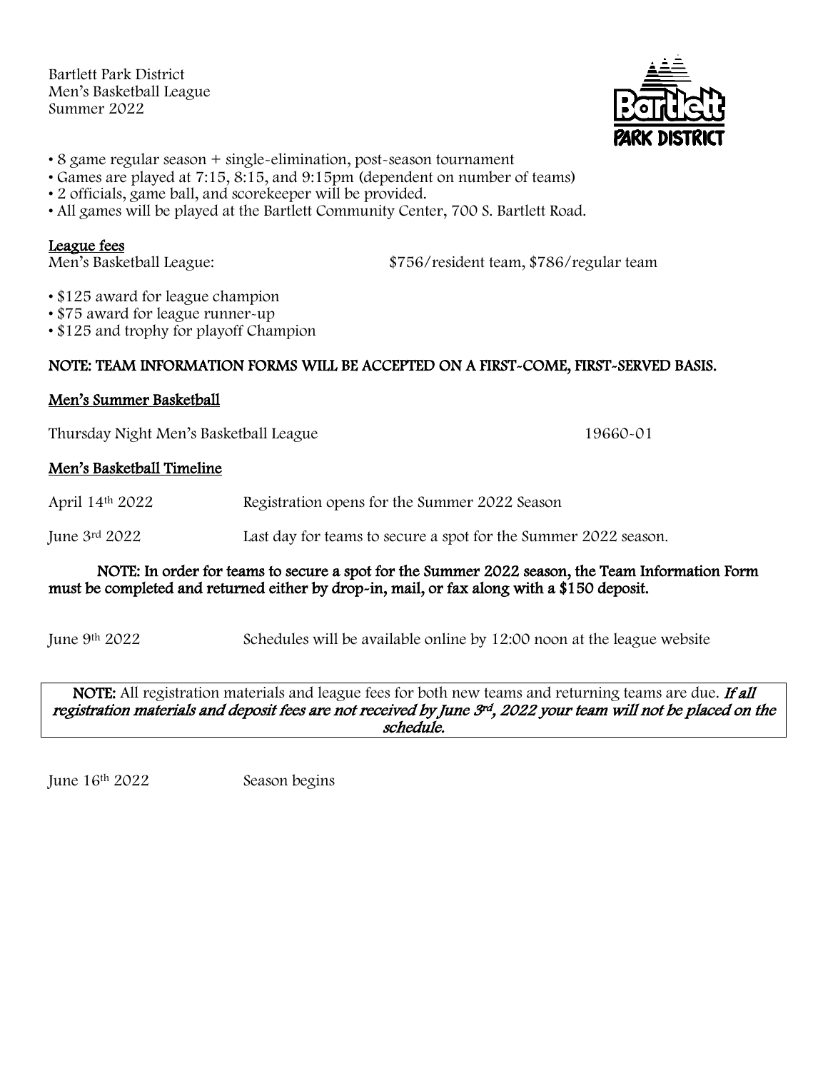Bartlett Park District
Men's Basketball League
Summer 2022

- 8 game regular season + single-elimination, post-season tournament
- Games are played at 7:15, 8:15, and 9:15pm (dependent on number of teams)
- 2 officials, game ball, and scorekeeper will be provided.
- All games will be played at the Bartlett Community Center, 700 S. Bartlett Road.

## League fees

Men's Basketball League: $756/resident team, $786/regular team

- $125 award for league champion
- $75 award for league runner-up
- $125 and trophy for playoff Champion

**NOTE: TEAM INFORMATION FORMS WILL BE ACCEPTED ON A FIRST-COME, FIRST-SERVED BASIS.**

## Men's Summer Basketball

Thursday Night Men's Basketball League 19660-01

## Men's Basketball Timeline

April 14th 2022 Registration opens for the Summer 2022 Season

June 3rd 2022 Last day for teams to secure a spot for the Summer 2022 season.

**NOTE: In order for teams to secure a spot for the Summer 2022 season, the Team Information Form must be completed and returned either by drop-in, mail, or fax along with a $150 deposit.**

June 9th 2022 Schedules will be available online by 12:00 noon at the league website

**NOTE:** All registration materials and league fees for both new teams and returning teams are due. ***If all registration materials and deposit fees are not received by June 3rd, 2022 your team will not be placed on the schedule.***

June 16th 2022 Season begins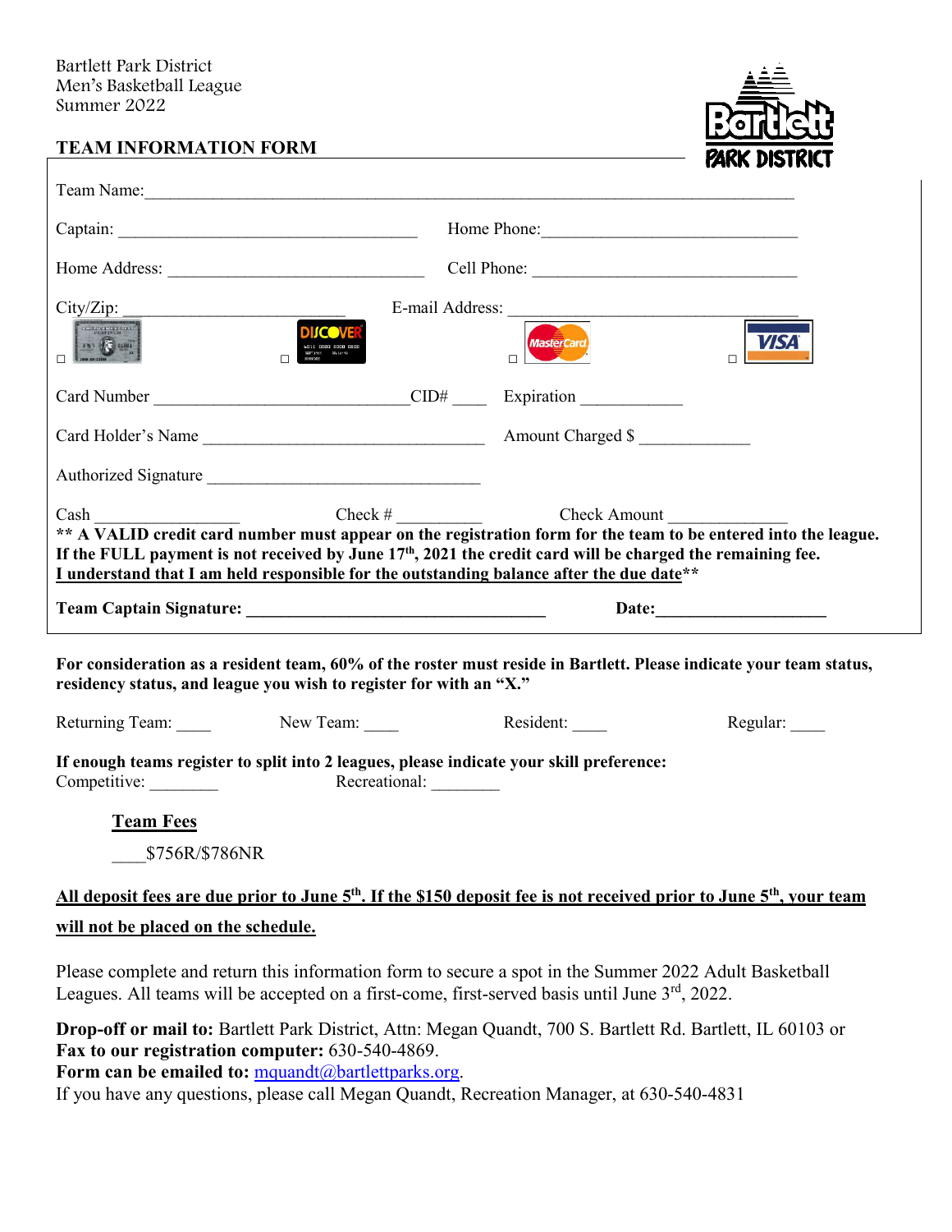Bartlett Park District
Men's Basketball League
Summer 2022

## TEAM INFORMATION FORM

Team Name:\_\_\_\_\_\_\_\_\_\_\_\_\_\_\_\_\_\_\_\_\_\_\_\_\_\_\_\_\_\_\_\_\_\_\_\_\_\_\_\_\_\_\_\_\_\_\_\_\_\_\_\_\_\_\_\_\_\_\_\_\_\_\_\_\_\_\_\_\_\_\_\_\_\_\_\_\_\_\_

Captain: \_\_\_\_\_\_\_\_\_\_\_\_\_\_\_\_\_\_\_\_\_\_\_\_\_\_\_\_\_\_\_\_\_\_\_ Home Phone:\_\_\_\_\_\_\_\_\_\_\_\_\_\_\_\_\_\_\_\_\_\_\_\_\_\_\_\_\_\_

Home Address: \_\_\_\_\_\_\_\_\_\_\_\_\_\_\_\_\_\_\_\_\_\_\_\_\_\_\_\_\_\_ Cell Phone: \_\_\_\_\_\_\_\_\_\_\_\_\_\_\_\_\_\_\_\_\_\_\_\_\_\_\_\_\_\_\_

City/Zip: \_\_\_\_\_\_\_\_\_\_\_\_\_\_\_\_\_\_\_\_\_\_\_\_\_\_ E-mail Address: \_\_\_\_\_\_\_\_\_\_\_\_\_\_\_\_\_\_\_\_\_\_\_\_\_\_\_\_\_\_\_\_\_\_\_

☐ American Express ☐ Discover ☐ MasterCard ☐ Visa

Card Number \_\_\_\_\_\_\_\_\_\_\_\_\_\_\_\_\_\_\_\_\_\_\_\_\_\_\_\_\_\_CID# \_\_\_\_ Expiration \_\_\_\_\_\_\_\_\_\_\_\_

Card Holder's Name \_\_\_\_\_\_\_\_\_\_\_\_\_\_\_\_\_\_\_\_\_\_\_\_\_\_\_\_\_\_\_\_\_\_ Amount Charged $ \_\_\_\_\_\_\_\_\_\_\_\_\_

Authorized Signature \_\_\_\_\_\_\_\_\_\_\_\_\_\_\_\_\_\_\_\_\_\_\_\_\_\_\_\_\_\_\_\_\_

Cash \_\_\_\_\_\_\_\_\_\_\_\_\_\_\_\_\_ Check # \_\_\_\_\_\_\_\_\_\_ Check Amount \_\_\_\_\_\_\_\_\_\_\_\_\_\_

**\*\* A VALID credit card number must appear on the registration form for the team to be entered into the league. If the FULL payment is not received by June 17th, 2021 the credit card will be charged the remaining fee. I understand that I am held responsible for the outstanding balance after the due date\*\***

**Team Captain Signature: \_\_\_\_\_\_\_\_\_\_\_\_\_\_\_\_\_\_\_\_\_\_\_\_\_\_\_\_\_\_\_\_\_\_\_\_ Date:\_\_\_\_\_\_\_\_\_\_\_\_\_\_\_\_\_\_\_\_**

**For consideration as a resident team, 60% of the roster must reside in Bartlett. Please indicate your team status, residency status, and league you wish to register for with an "X."**

Returning Team: \_\_\_\_ New Team: \_\_\_\_ Resident: \_\_\_\_ Regular: \_\_\_\_

**If enough teams register to split into 2 leagues, please indicate your skill preference:**
Competitive: \_\_\_\_\_\_\_\_ Recreational: \_\_\_\_\_\_\_\_

**Team Fees**

\_\_\_\_$756R/$786NR

**All deposit fees are due prior to June 5th. If the $150 deposit fee is not received prior to June 5th, your team will not be placed on the schedule.**

Please complete and return this information form to secure a spot in the Summer 2022 Adult Basketball Leagues. All teams will be accepted on a first-come, first-served basis until June 3rd, 2022.

**Drop-off or mail to:** Bartlett Park District, Attn: Megan Quandt, 700 S. Bartlett Rd. Bartlett, IL 60103 or
**Fax to our registration computer:** 630-540-4869.
**Form can be emailed to:** mquandt@bartlettparks.org.
If you have any questions, please call Megan Quandt, Recreation Manager, at 630-540-4831